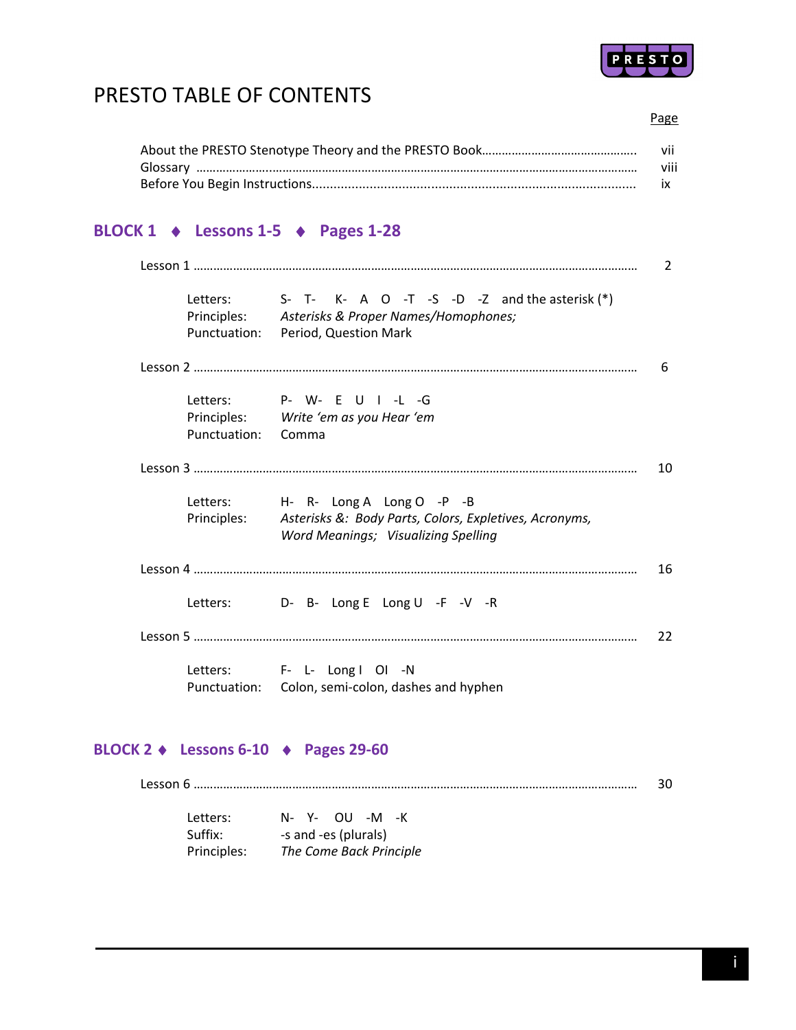# PRESTO TABLE OF CONTENTS

| | Page |
|---|---|
| About the PRESTO Stenotype Theory and the PRESTO Book | vii |
| Glossary | viii |
| Before You Begin Instructions | ix |

## BLOCK 1 ♦ Lessons 1-5 ♦ Pages 1-28

**Lesson 1** ........................................ 2

- Letters: S- T- K- A O -T -S -D -Z and the asterisk (*)
- Principles: *Asterisks & Proper Names/Homophones;*
- Punctuation: Period, Question Mark

**Lesson 2** ........................................ 6

- Letters: P- W- E U I -L -G
- Principles: *Write 'em as you Hear 'em*
- Punctuation: Comma

**Lesson 3** ........................................ 10

- Letters: H- R- Long A Long O -P -B
- Principles: *Asterisks &: Body Parts, Colors, Expletives, Acronyms, Word Meanings; Visualizing Spelling*

**Lesson 4** ........................................ 16

- Letters: D- B- Long E Long U -F -V -R

**Lesson 5** ........................................ 22

- Letters: F- L- Long I OI -N
- Punctuation: Colon, semi-colon, dashes and hyphen

## BLOCK 2 ♦ Lessons 6-10 ♦ Pages 29-60

**Lesson 6** ........................................ 30

- Letters: N- Y- OU -M -K
- Suffix: -s and -es (plurals)
- Principles: *The Come Back Principle*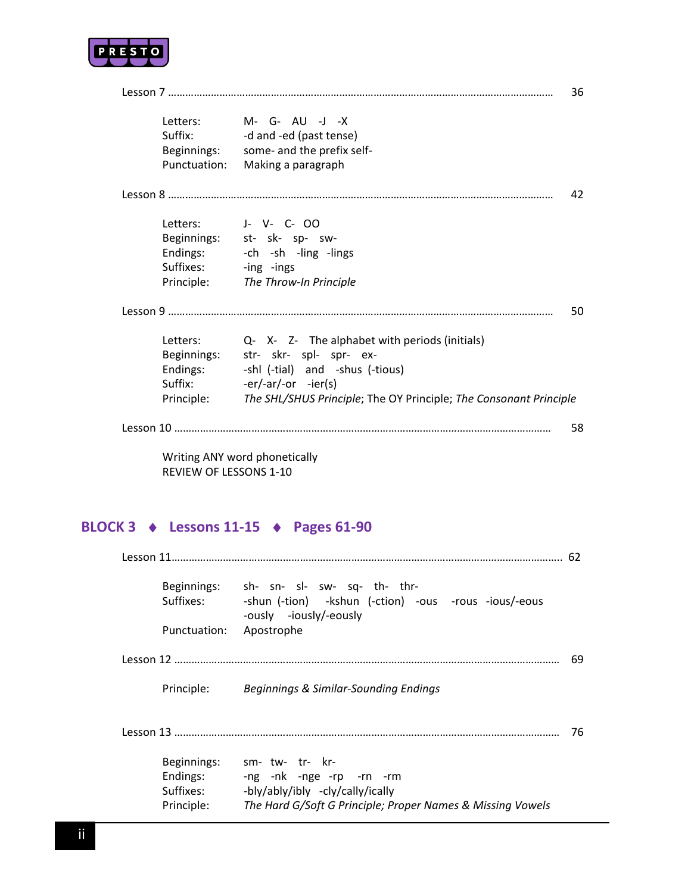Lesson 7 ...................................................................................................................................... 36

| | |
|---|---|
| Letters: | M- G- AU -J -X |
| Suffix: | -d and -ed (past tense) |
| Beginnings: | some- and the prefix self- |
| Punctuation: | Making a paragraph |

Lesson 8 ...................................................................................................................................... 42

| | |
|---|---|
| Letters: | J- V- C- OO |
| Beginnings: | st- sk- sp- sw- |
| Endings: | -ch -sh -ling -lings |
| Suffixes: | -ing -ings |
| Principle: | *The Throw-In Principle* |

Lesson 9 ...................................................................................................................................... 50

| | |
|---|---|
| Letters: | Q- X- Z- The alphabet with periods (initials) |
| Beginnings: | str- skr- spl- spr- ex- |
| Endings: | -shl (-tial) and -shus (-tious) |
| Suffix: | -er/-ar/-or -ier(s) |
| Principle: | *The SHL/SHUS Principle*; The OY Principle; *The Consonant Principle* |

Lesson 10 .................................................................................................................................... 58

Writing ANY word phonetically
REVIEW OF LESSONS 1-10

## BLOCK 3 ♦ Lessons 11-15 ♦ Pages 61-90

Lesson 11....................................................................................................................................... 62

| | |
|---|---|
| Beginnings: | sh- sn- sl- sw- sq- th- thr- |
| Suffixes: | -shun (-tion) -kshun (-ction) -ous -rous -ious/-eous -ously -iously/-eously |
| Punctuation: | Apostrophe |

Lesson 12 .................................................................................................................................... 69

| | |
|---|---|
| Principle: | *Beginnings & Similar-Sounding Endings* |

Lesson 13 .................................................................................................................................... 76

| | |
|---|---|
| Beginnings: | sm- tw- tr- kr- |
| Endings: | -ng -nk -nge -rp -rn -rm |
| Suffixes: | -bly/ably/ibly -cly/cally/ically |
| Principle: | *The Hard G/Soft G Principle; Proper Names & Missing Vowels* |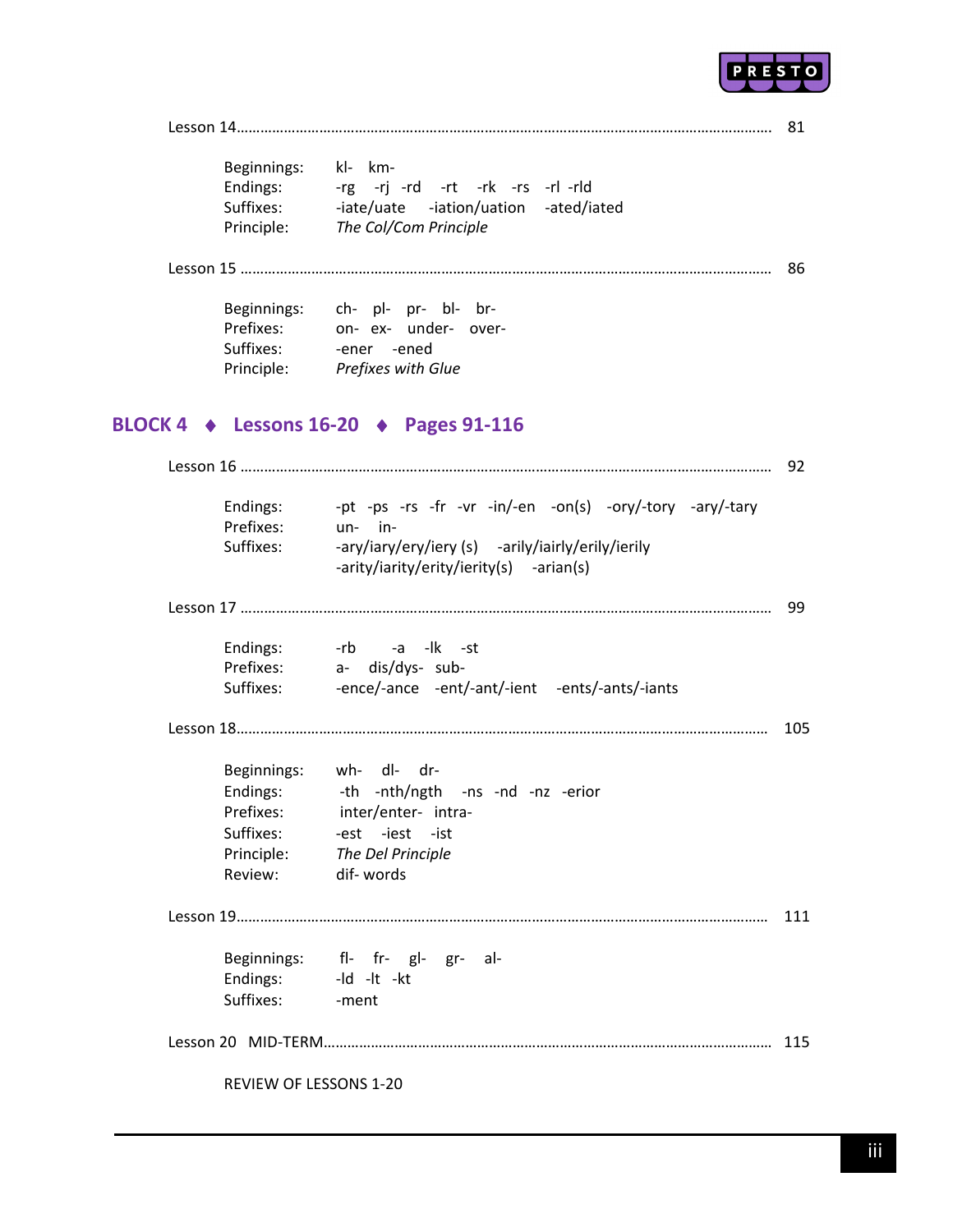Lesson 14 ............................................................................................................................ 81

Beginnings: kl- km-
Endings: -rg -rj -rd -rt -rk -rs -rl -rld
Suffixes: -iate/uate -iation/uation -ated/iated
Principle: *The Col/Com Principle*

Lesson 15 ............................................................................................................................ 86

Beginnings: ch- pl- pr- bl- br-
Prefixes: on- ex- under- over-
Suffixes: -ener -ened
Principle: *Prefixes with Glue*

## BLOCK 4 ♦ Lessons 16-20 ♦ Pages 91-116

Lesson 16 ............................................................................................................................ 92

Endings: -pt -ps -rs -fr -vr -in/-en -on(s) -ory/-tory -ary/-tary
Prefixes: un- in-
Suffixes: -ary/iary/ery/iery (s) -arily/iairly/erily/ierily
-arity/iarity/erity/ierity(s) -arian(s)

Lesson 17 ............................................................................................................................ 99

Endings: -rb -a -lk -st
Prefixes: a- dis/dys- sub-
Suffixes: -ence/-ance -ent/-ant/-ient -ents/-ants/-iants

Lesson 18............................................................................................................................ 105

Beginnings: wh- dl- dr-
Endings: -th -nth/ngth -ns -nd -nz -erior
Prefixes: inter/enter- intra-
Suffixes: -est -iest -ist
Principle: *The Del Principle*
Review: dif- words

Lesson 19............................................................................................................................ 111

Beginnings: fl- fr- gl- gr- al-
Endings: -ld -lt -kt
Suffixes: -ment

Lesson 20 MID-TERM......................................................................................................... 115

REVIEW OF LESSONS 1-20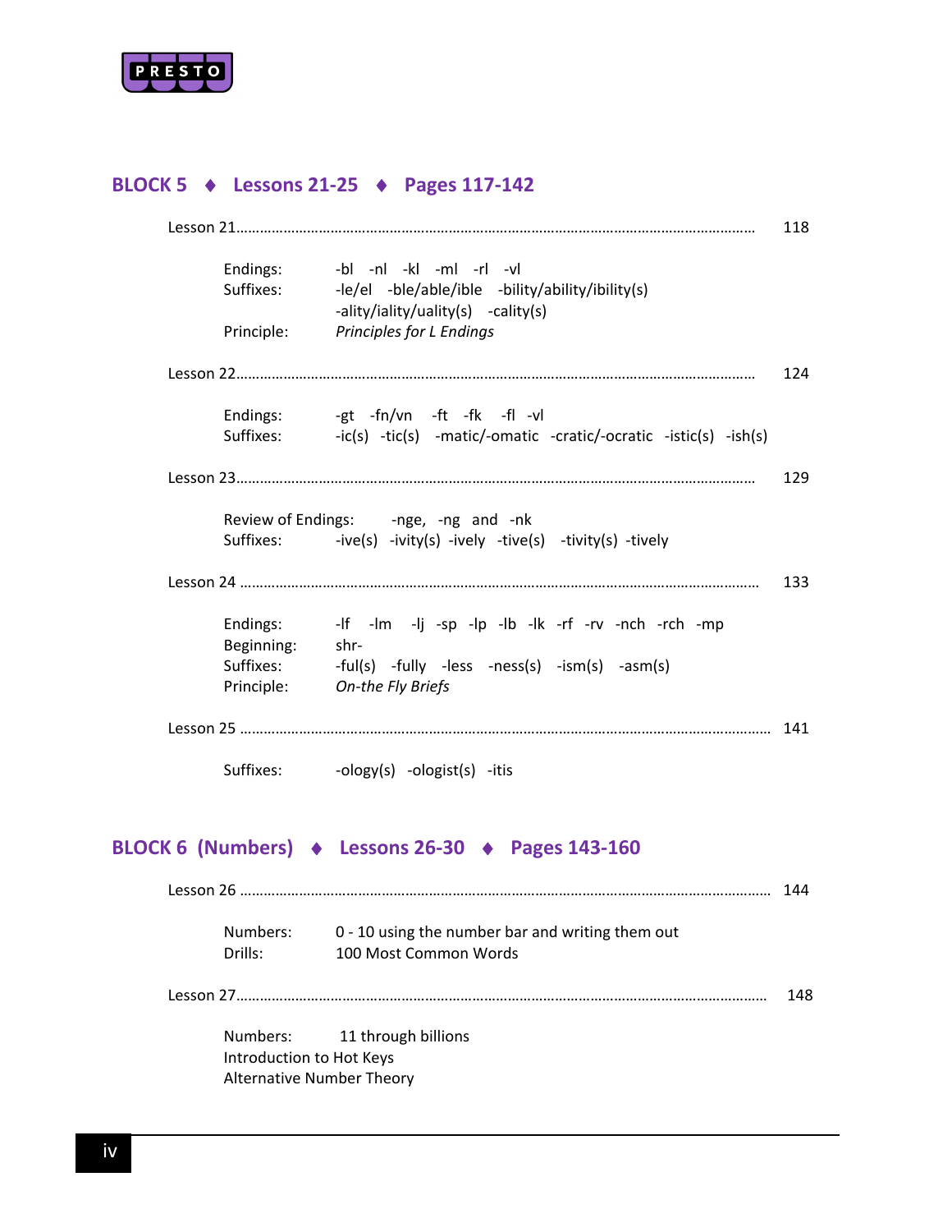## BLOCK 5 ♦ Lessons 21-25 ♦ Pages 117-142

Lesson 21 ........................................................................................................ 118

| | |
|---|---|
| Endings: | -bl -nl -kl -ml -rl -vl |
| Suffixes: | -le/el -ble/able/ible -bility/ability/ibility(s) -ality/iality/uality(s) -cality(s) |
| Principle: | *Principles for L Endings* |

Lesson 22 ........................................................................................................ 124

| | |
|---|---|
| Endings: | -gt -fn/vn -ft -fk -fl -vl |
| Suffixes: | -ic(s) -tic(s) -matic/-omatic -cratic/-ocratic -istic(s) -ish(s) |

Lesson 23 ........................................................................................................ 129

| | |
|---|---|
| Review of Endings: | -nge, -ng and -nk |
| Suffixes: | -ive(s) -ivity(s) -ively -tive(s) -tivity(s) -tively |

Lesson 24 ........................................................................................................ 133

| | |
|---|---|
| Endings: | -lf -lm -lj -sp -lp -lb -lk -rf -rv -nch -rch -mp |
| Beginning: | shr- |
| Suffixes: | -ful(s) -fully -less -ness(s) -ism(s) -asm(s) |
| Principle: | *On-the Fly Briefs* |

Lesson 25 ........................................................................................................ 141

| | |
|---|---|
| Suffixes: | -ology(s) -ologist(s) -itis |

## BLOCK 6 (Numbers) ♦ Lessons 26-30 ♦ Pages 143-160

Lesson 26 ........................................................................................................ 144

| | |
|---|---|
| Numbers: | 0 - 10 using the number bar and writing them out |
| Drills: | 100 Most Common Words |

Lesson 27 ........................................................................................................ 148

Numbers: 11 through billions

Introduction to Hot Keys

Alternative Number Theory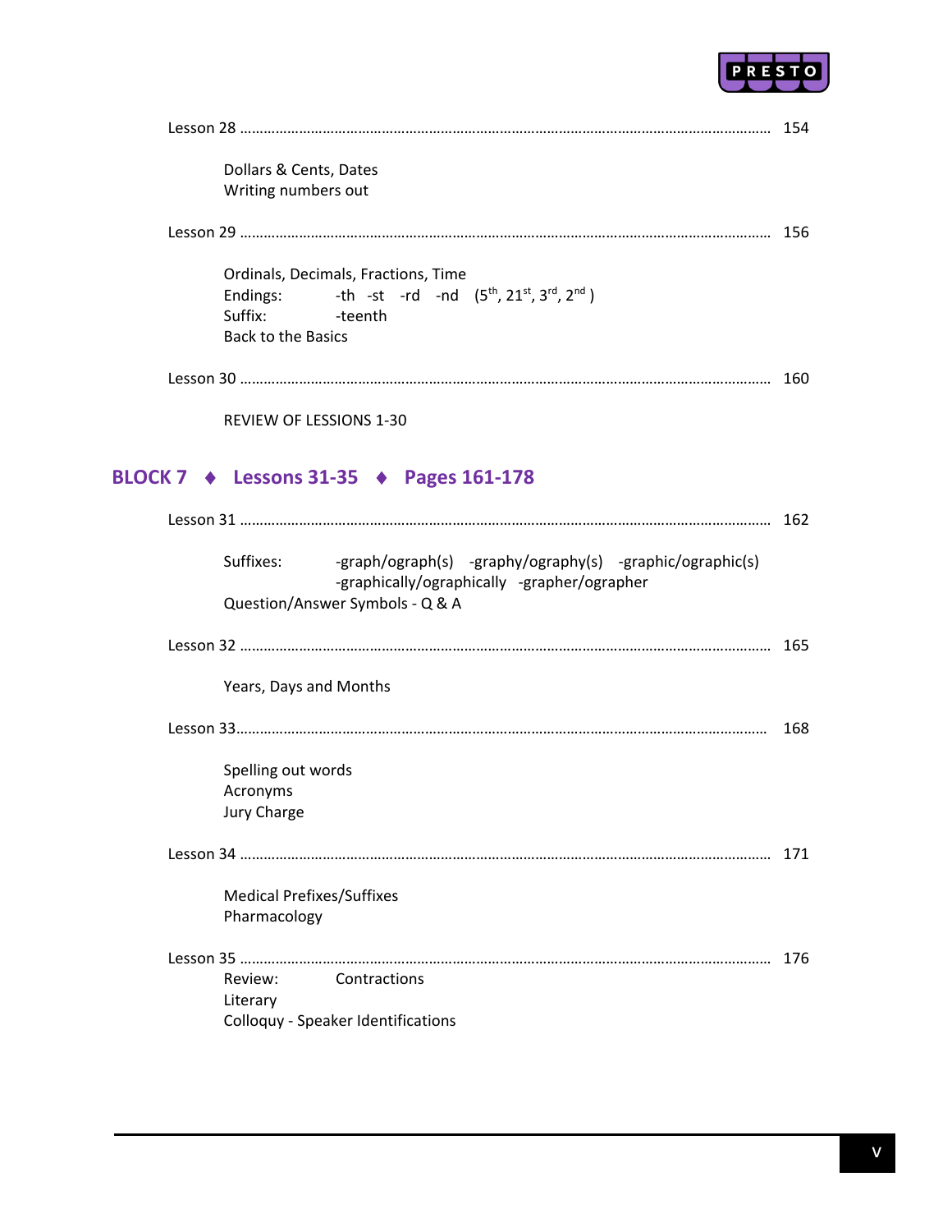Lesson 28 ........................................................................................................ 154

Dollars & Cents, Dates
Writing numbers out

Lesson 29 ........................................................................................................ 156

Ordinals, Decimals, Fractions, Time
Endings: -th -st -rd -nd ($5^{th}$, $21^{st}$, $3^{rd}$, $2^{nd}$ )
Suffix: -teenth
Back to the Basics

Lesson 30 ........................................................................................................ 160

REVIEW OF LESSONS 1-30

## BLOCK 7 ♦ Lessons 31-35 ♦ Pages 161-178

Lesson 31 ........................................................................................................ 162

Suffixes: -graph/ograph(s) -graphy/ography(s) -graphic/ographic(s) -graphically/ographically -grapher/ographer
Question/Answer Symbols - Q & A

Lesson 32 ........................................................................................................ 165

Years, Days and Months

Lesson 33........................................................................................................ 168

Spelling out words
Acronyms
Jury Charge

Lesson 34 ........................................................................................................ 171

Medical Prefixes/Suffixes
Pharmacology

Lesson 35 ........................................................................................................ 176

Review: Contractions
Literary
Colloquy - Speaker Identifications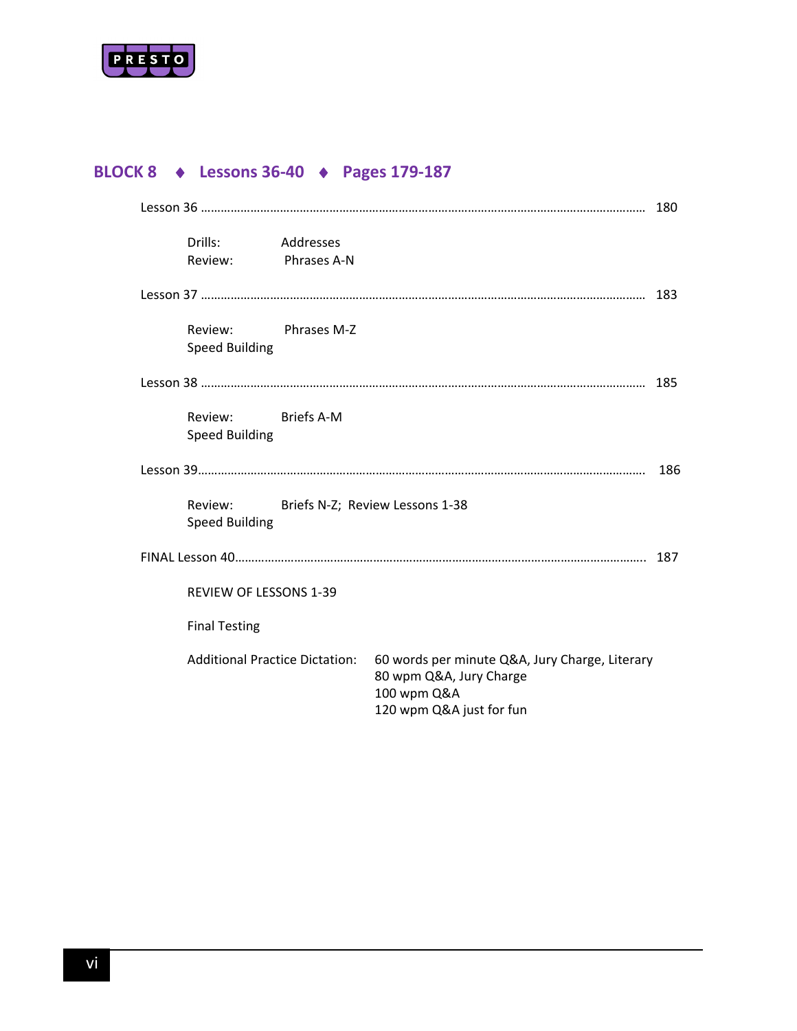## BLOCK 8 ♦ Lessons 36-40 ♦ Pages 179-187

Lesson 36 ........................................................................ 180

Drills: Addresses
Review: Phrases A-N

Lesson 37 ........................................................................ 183

Review: Phrases M-Z
Speed Building

Lesson 38 ........................................................................ 185

Review: Briefs A-M
Speed Building

Lesson 39........................................................................ 186

Review: Briefs N-Z; Review Lessons 1-38
Speed Building

FINAL Lesson 40................................................................ 187

REVIEW OF LESSONS 1-39

Final Testing

Additional Practice Dictation: 60 words per minute Q&A, Jury Charge, Literary
80 wpm Q&A, Jury Charge
100 wpm Q&A
120 wpm Q&A just for fun